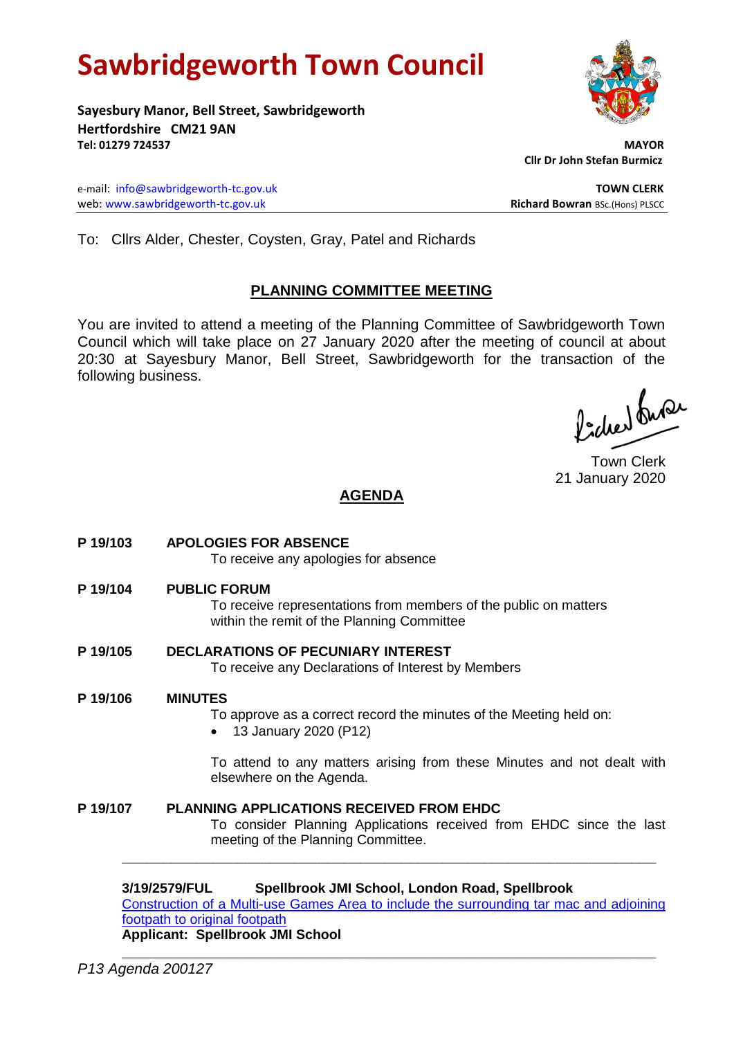# Sawbridgeworth Town Council

**Sayesbury Manor, Bell Street, Sawbridgeworth**
**Hertfordshire CM21 9AN**
**Tel: 01279 724537**

**MAYOR**
**Cllr Dr John Stefan Burmicz**

e-mail: info@sawbridgeworth-tc.gov.uk
web: www.sawbridgeworth-tc.gov.uk

**TOWN CLERK**
**Richard Bowran** BSc.(Hons) PLSCC

To: Cllrs Alder, Chester, Coysten, Gray, Patel and Richards

## PLANNING COMMITTEE MEETING

You are invited to attend a meeting of the Planning Committee of Sawbridgeworth Town Council which will take place on 27 January 2020 after the meeting of council at about 20:30 at Sayesbury Manor, Bell Street, Sawbridgeworth for the transaction of the following business.

Town Clerk
21 January 2020

## AGENDA

**P 19/103 APOLOGIES FOR ABSENCE**
To receive any apologies for absence

**P 19/104 PUBLIC FORUM**
To receive representations from members of the public on matters within the remit of the Planning Committee

**P 19/105 DECLARATIONS OF PECUNIARY INTEREST**
To receive any Declarations of Interest by Members

**P 19/106 MINUTES**
To approve as a correct record the minutes of the Meeting held on:

- 13 January 2020 (P12)

To attend to any matters arising from these Minutes and not dealt with elsewhere on the Agenda.

**P 19/107 PLANNING APPLICATIONS RECEIVED FROM EHDC**
To consider Planning Applications received from EHDC since the last meeting of the Planning Committee.

---

**3/19/2579/FUL Spellbrook JMI School, London Road, Spellbrook**
Construction of a Multi-use Games Area to include the surrounding tar mac and adjoining footpath to original footpath
**Applicant: Spellbrook JMI School**

---

*P13 Agenda 200127*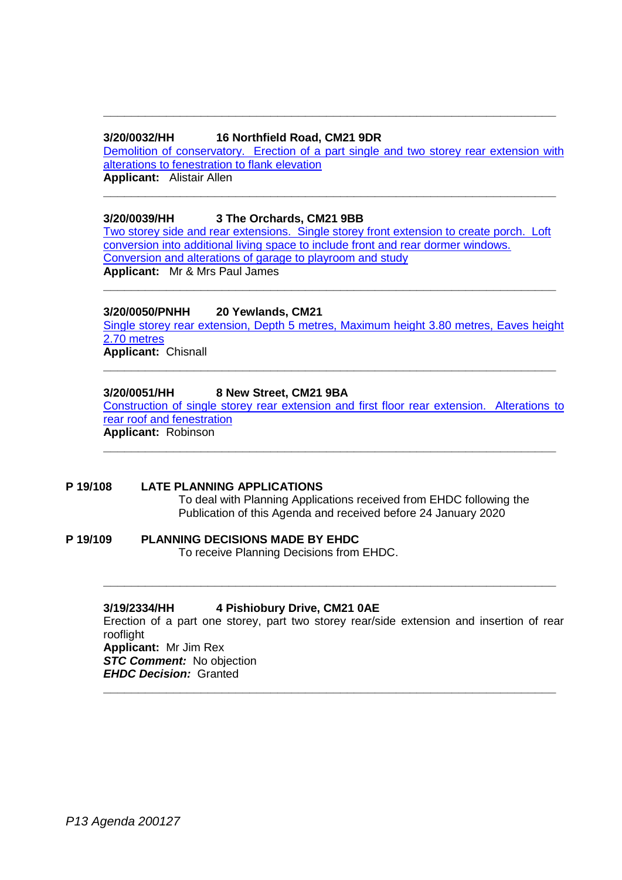---

**3/20/0032/HH** **16 Northfield Road, CM21 9DR**
Demolition of conservatory. Erection of a part single and two storey rear extension with alterations to fenestration to flank elevation
**Applicant:** Alistair Allen

---

**3/20/0039/HH** **3 The Orchards, CM21 9BB**
Two storey side and rear extensions. Single storey front extension to create porch. Loft conversion into additional living space to include front and rear dormer windows. Conversion and alterations of garage to playroom and study
**Applicant:** Mr & Mrs Paul James

---

**3/20/0050/PNHH** **20 Yewlands, CM21**
Single storey rear extension, Depth 5 metres, Maximum height 3.80 metres, Eaves height 2.70 metres
**Applicant:** Chisnall

---

**3/20/0051/HH** **8 New Street, CM21 9BA**
Construction of single storey rear extension and first floor rear extension. Alterations to rear roof and fenestration
**Applicant:** Robinson

---

**P 19/108** **LATE PLANNING APPLICATIONS**

To deal with Planning Applications received from EHDC following the Publication of this Agenda and received before 24 January 2020

**P 19/109** **PLANNING DECISIONS MADE BY EHDC**

To receive Planning Decisions from EHDC.

---

**3/19/2334/HH** **4 Pishiobury Drive, CM21 0AE**
Erection of a part one storey, part two storey rear/side extension and insertion of rear rooflight
**Applicant:** Mr Jim Rex
***STC Comment:*** No objection
***EHDC Decision:*** Granted

---

*P13 Agenda 200127*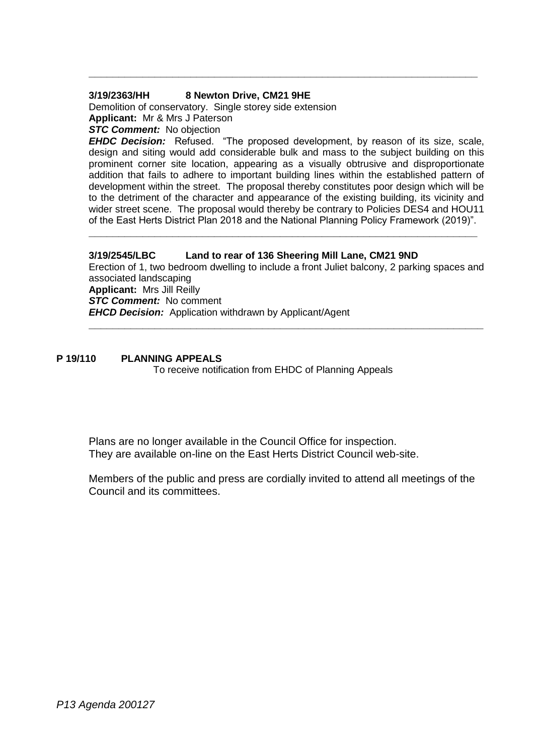---

**3/19/2363/HH 8 Newton Drive, CM21 9HE**

Demolition of conservatory. Single storey side extension

**Applicant:** Mr & Mrs J Paterson

***STC Comment:*** No objection

***EHDC Decision:*** Refused. "The proposed development, by reason of its size, scale, design and siting would add considerable bulk and mass to the subject building on this prominent corner site location, appearing as a visually obtrusive and disproportionate addition that fails to adhere to important building lines within the established pattern of development within the street. The proposal thereby constitutes poor design which will be to the detriment of the character and appearance of the existing building, its vicinity and wider street scene. The proposal would thereby be contrary to Policies DES4 and HOU11 of the East Herts District Plan 2018 and the National Planning Policy Framework (2019)".

---

**3/19/2545/LBC Land to rear of 136 Sheering Mill Lane, CM21 9ND**

Erection of 1, two bedroom dwelling to include a front Juliet balcony, 2 parking spaces and associated landscaping

**Applicant:** Mrs Jill Reilly

***STC Comment:*** No comment

***EHCD Decision:*** Application withdrawn by Applicant/Agent

---

**P 19/110 PLANNING APPEALS**

To receive notification from EHDC of Planning Appeals

Plans are no longer available in the Council Office for inspection.
They are available on-line on the East Herts District Council web-site.

Members of the public and press are cordially invited to attend all meetings of the Council and its committees.

*P13 Agenda 200127*